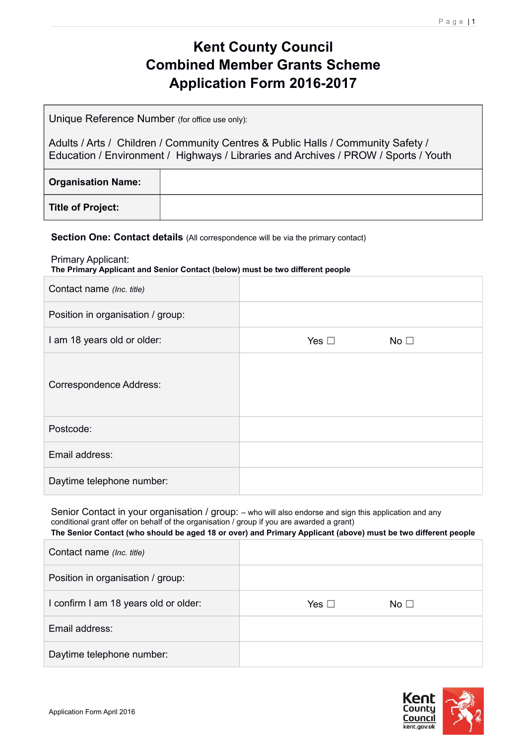# Kent County Council
# Combined Member Grants Scheme
# Application Form 2016-2017

| Unique Reference Number (for office use only):<br><br>Adults / Arts / Children / Community Centres & Public Halls / Community Safety / Education / Environment / Highways / Libraries and Archives / PROW / Sports / Youth | |
|---|---|
| **Organisation Name:** | |
| **Title of Project:** | |

**Section One: Contact details** (All correspondence will be via the primary contact)

Primary Applicant:
**The Primary Applicant and Senior Contact (below) must be two different people**

| | |
|---|---|
| Contact name *(Inc. title)* | |
| Position in organisation / group: | |
| I am 18 years old or older: | Yes ☐ No ☐ |
| Correspondence Address: | |
| Postcode: | |
| Email address: | |
| Daytime telephone number: | |

Senior Contact in your organisation / group: – who will also endorse and sign this application and any conditional grant offer on behalf of the organisation / group if you are awarded a grant)
**The Senior Contact (who should be aged 18 or over) and Primary Applicant (above) must be two different people**

| | |
|---|---|
| Contact name *(Inc. title)* | |
| Position in organisation / group: | |
| I confirm I am 18 years old or older: | Yes ☐ No ☐ |
| Email address: | |
| Daytime telephone number: | |

Application Form April 2016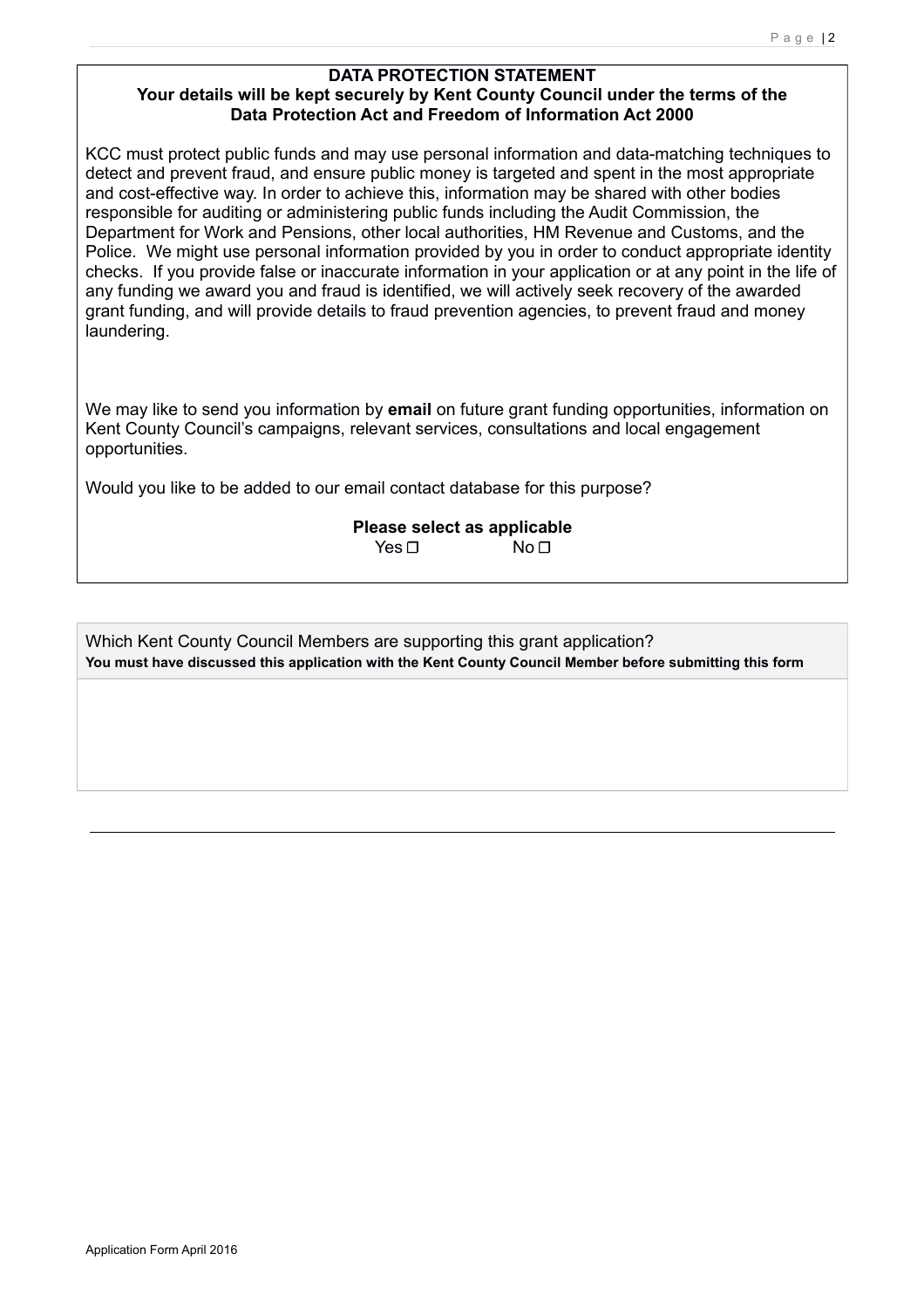**DATA PROTECTION STATEMENT**

**Your details will be kept securely by Kent County Council under the terms of the Data Protection Act and Freedom of Information Act 2000**

KCC must protect public funds and may use personal information and data-matching techniques to detect and prevent fraud, and ensure public money is targeted and spent in the most appropriate and cost-effective way. In order to achieve this, information may be shared with other bodies responsible for auditing or administering public funds including the Audit Commission, the Department for Work and Pensions, other local authorities, HM Revenue and Customs, and the Police. We might use personal information provided by you in order to conduct appropriate identity checks. If you provide false or inaccurate information in your application or at any point in the life of any funding we award you and fraud is identified, we will actively seek recovery of the awarded grant funding, and will provide details to fraud prevention agencies, to prevent fraud and money laundering.

We may like to send you information by **email** on future grant funding opportunities, information on Kent County Council's campaigns, relevant services, consultations and local engagement opportunities.

Would you like to be added to our email contact database for this purpose?

**Please select as applicable**

Yes ☐ No ☐

Which Kent County Council Members are supporting this grant application?

**You must have discussed this application with the Kent County Council Member before submitting this form**

Application Form April 2016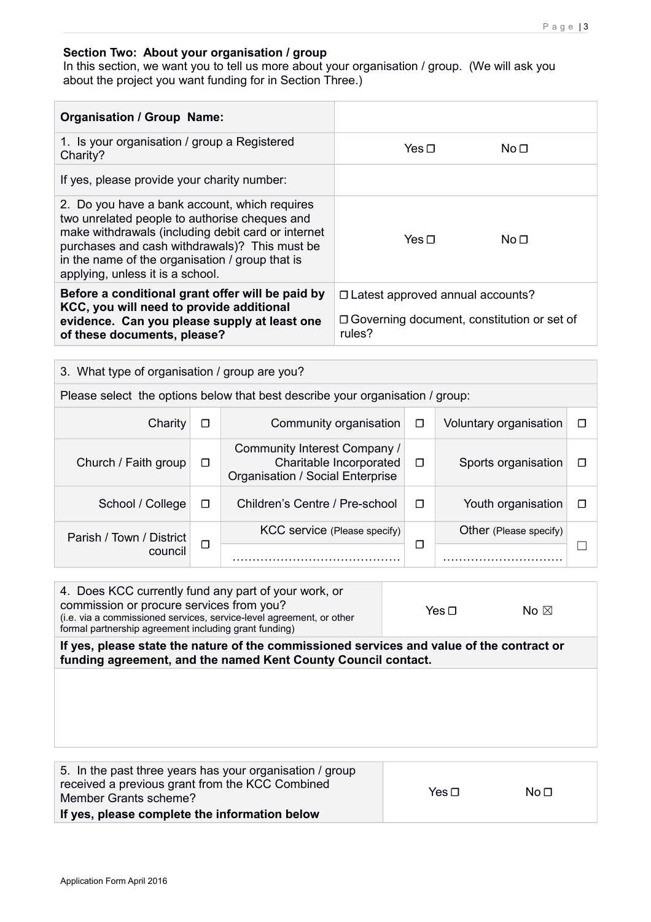**Section Two: About your organisation / group**

In this section, we want you to tell us more about your organisation / group. (We will ask you about the project you want funding for in Section Three.)

| **Organisation / Group Name:** | |
|---|---|
| 1. Is your organisation / group a Registered Charity? | Yes ☐ No ☐ |
| If yes, please provide your charity number: | |
| 2. Do you have a bank account, which requires two unrelated people to authorise cheques and make withdrawals (including debit card or internet purchases and cash withdrawals)? This must be in the name of the organisation / group that is applying, unless it is a school. | Yes ☐ No ☐ |
| **Before a conditional grant offer will be paid by KCC, you will need to provide additional evidence. Can you please supply at least one of these documents, please?** | ☐ Latest approved annual accounts?<br>☐ Governing document, constitution or set of rules? |

3. What type of organisation / group are you?

Please select the options below that best describe your organisation / group:

| | | | | | |
|---|---|---|---|---|---|
| Charity | ☐ | Community organisation | ☐ | Voluntary organisation | ☐ |
| Church / Faith group | ☐ | Community Interest Company / Charitable Incorporated Organisation / Social Enterprise | ☐ | Sports organisation | ☐ |
| School / College | ☐ | Children's Centre / Pre-school | ☐ | Youth organisation | ☐ |
| Parish / Town / District council | ☐ | KCC service (Please specify) ……………………………………… | ☐ | Other (Please specify) ………………………… | ☐ |

| 4. Does KCC currently fund any part of your work, or commission or procure services from you? (i.e. via a commissioned services, service-level agreement, or other formal partnership agreement including grant funding) | Yes ☐ No ☒ |
|---|---|
| **If yes, please state the nature of the commissioned services and value of the contract or funding agreement, and the named Kent County Council contact.** | |
| | |

| 5. In the past three years has your organisation / group received a previous grant from the KCC Combined Member Grants scheme?<br>**If yes, please complete the information below** | Yes ☐ No ☐ |
|---|---|

Application Form April 2016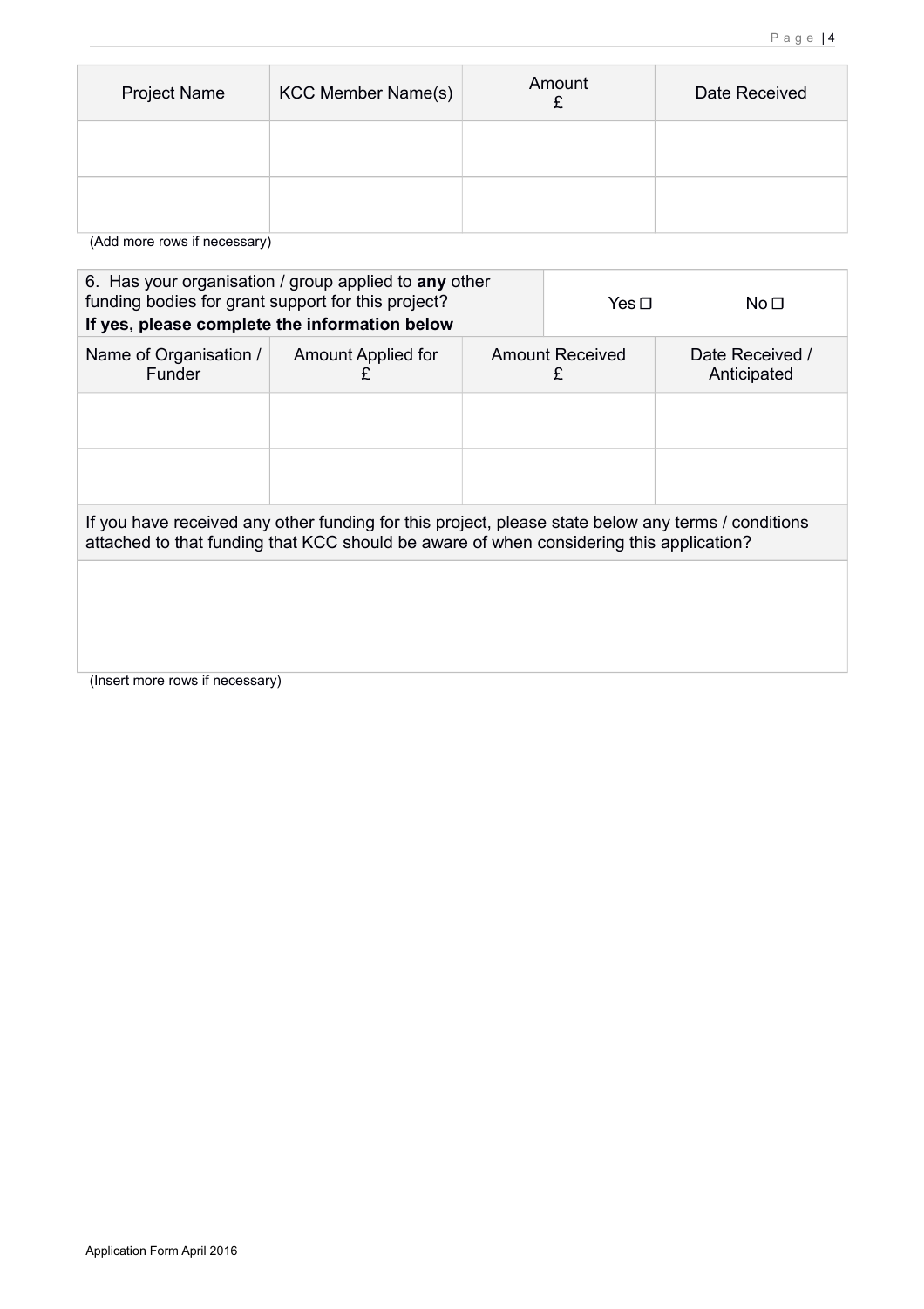| Project Name | KCC Member Name(s) | Amount £ | Date Received |
|---|---|---|---|
| | | | |
| | | | |

(Add more rows if necessary)

| 6. Has your organisation / group applied to **any** other funding bodies for grant support for this project? **If yes, please complete the information below** | | Yes ☐ | No ☐ |
|---|---|---|---|
| Name of Organisation / Funder | Amount Applied for £ | Amount Received £ | Date Received / Anticipated |
| | | | |
| | | | |
| If you have received any other funding for this project, please state below any terms / conditions attached to that funding that KCC should be aware of when considering this application? | | | |
| | | | |

(Insert more rows if necessary)

Application Form April 2016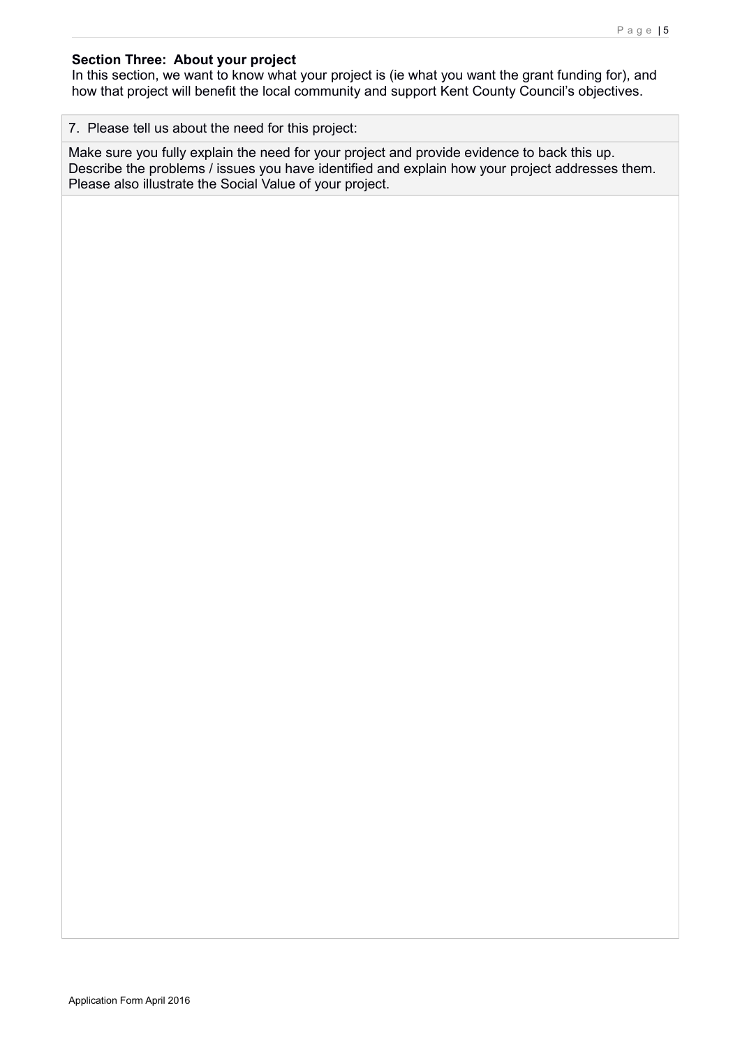**Section Three: About your project**

In this section, we want to know what your project is (ie what you want the grant funding for), and how that project will benefit the local community and support Kent County Council's objectives.

| 7. Please tell us about the need for this project: |
| --- |
| Make sure you fully explain the need for your project and provide evidence to back this up. Describe the problems / issues you have identified and explain how your project addresses them. Please also illustrate the Social Value of your project. |
| |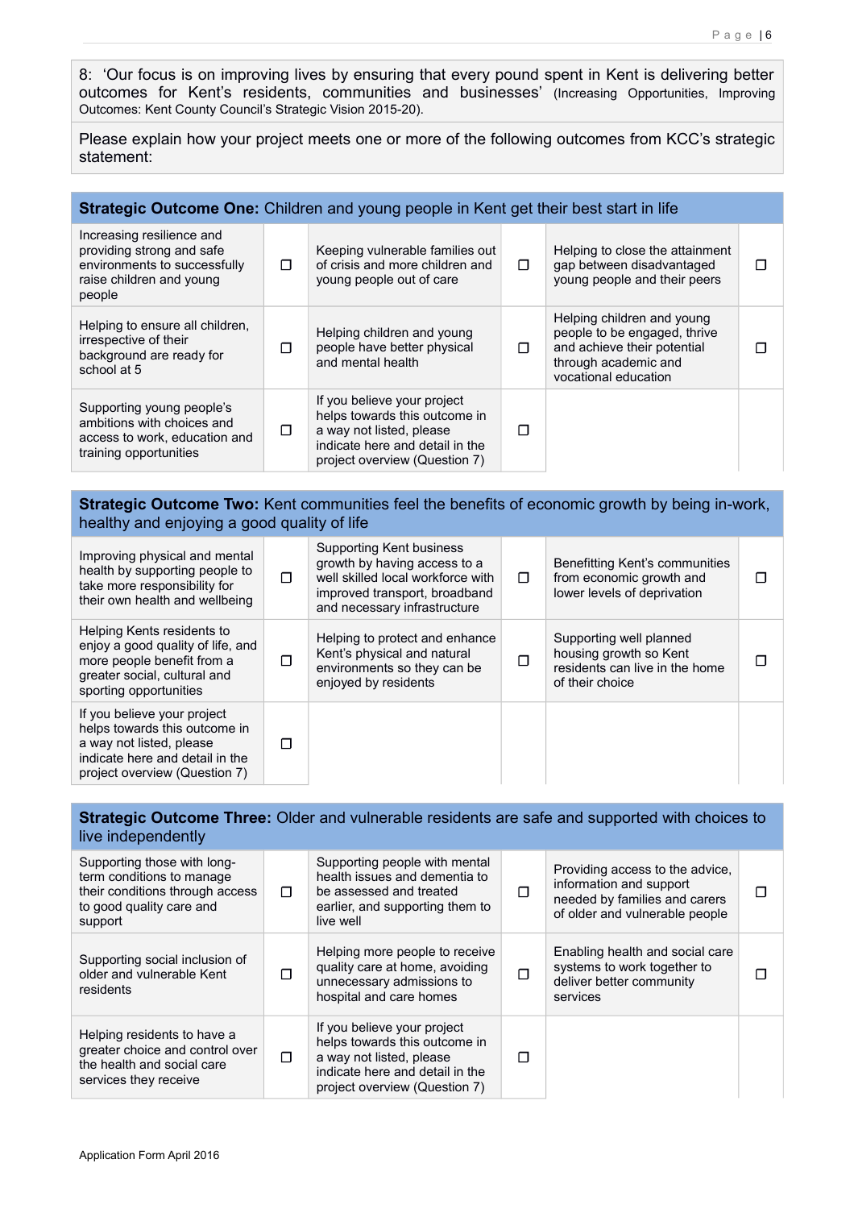8: 'Our focus is on improving lives by ensuring that every pound spent in Kent is delivering better outcomes for Kent's residents, communities and businesses' (Increasing Opportunities, Improving Outcomes: Kent County Council's Strategic Vision 2015-20).

Please explain how your project meets one or more of the following outcomes from KCC's strategic statement:

| **Strategic Outcome One:** Children and young people in Kent get their best start in life | | | | | |
|---|---|---|---|---|---|
| Increasing resilience and providing strong and safe environments to successfully raise children and young people | ☐ | Keeping vulnerable families out of crisis and more children and young people out of care | ☐ | Helping to close the attainment gap between disadvantaged young people and their peers | ☐ |
| Helping to ensure all children, irrespective of their background are ready for school at 5 | ☐ | Helping children and young people have better physical and mental health | ☐ | Helping children and young people to be engaged, thrive and achieve their potential through academic and vocational education | ☐ |
| Supporting young people's ambitions with choices and access to work, education and training opportunities | ☐ | If you believe your project helps towards this outcome in a way not listed, please indicate here and detail in the project overview (Question 7) | ☐ | | |

| **Strategic Outcome Two:** Kent communities feel the benefits of economic growth by being in-work, healthy and enjoying a good quality of life | | | | | |
|---|---|---|---|---|---|
| Improving physical and mental health by supporting people to take more responsibility for their own health and wellbeing | ☐ | Supporting Kent business growth by having access to a well skilled local workforce with improved transport, broadband and necessary infrastructure | ☐ | Benefitting Kent's communities from economic growth and lower levels of deprivation | ☐ |
| Helping Kents residents to enjoy a good quality of life, and more people benefit from a greater social, cultural and sporting opportunities | ☐ | Helping to protect and enhance Kent's physical and natural environments so they can be enjoyed by residents | ☐ | Supporting well planned housing growth so Kent residents can live in the home of their choice | ☐ |
| If you believe your project helps towards this outcome in a way not listed, please indicate here and detail in the project overview (Question 7) | ☐ | | | | |

| **Strategic Outcome Three:** Older and vulnerable residents are safe and supported with choices to live independently | | | | | |
|---|---|---|---|---|---|
| Supporting those with long-term conditions to manage their conditions through access to good quality care and support | ☐ | Supporting people with mental health issues and dementia to be assessed and treated earlier, and supporting them to live well | ☐ | Providing access to the advice, information and support needed by families and carers of older and vulnerable people | ☐ |
| Supporting social inclusion of older and vulnerable Kent residents | ☐ | Helping more people to receive quality care at home, avoiding unnecessary admissions to hospital and care homes | ☐ | Enabling health and social care systems to work together to deliver better community services | ☐ |
| Helping residents to have a greater choice and control over the health and social care services they receive | ☐ | If you believe your project helps towards this outcome in a way not listed, please indicate here and detail in the project overview (Question 7) | ☐ | | |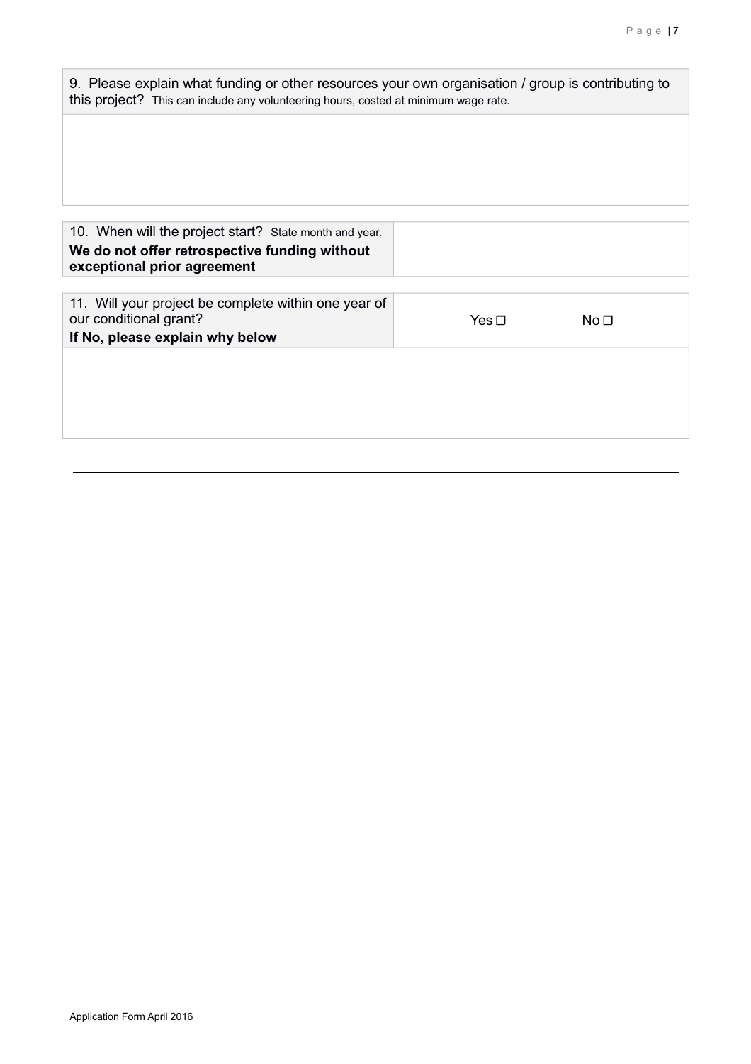| 9. Please explain what funding or other resources your own organisation / group is contributing to this project? This can include any volunteering hours, costed at minimum wage rate. |
| --- |
| |

| 10. When will the project start? State month and year. **We do not offer retrospective funding without exceptional prior agreement** | |
| --- | --- |

| 11. Will your project be complete within one year of our conditional grant? **If No, please explain why below** | Yes ☐ | No ☐ |
| --- | --- | --- |
| | | |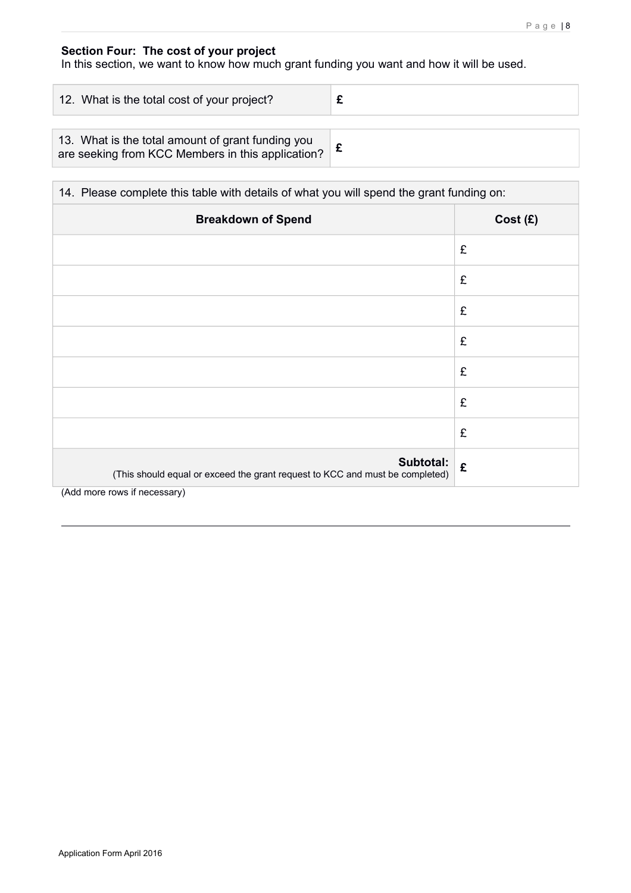**Section Four: The cost of your project**

In this section, we want to know how much grant funding you want and how it will be used.

| 12. What is the total cost of your project? | **£** |
|---|---|

| 13. What is the total amount of grant funding you are seeking from KCC Members in this application? | **£** |
|---|---|

14. Please complete this table with details of what you will spend the grant funding on:

| **Breakdown of Spend** | **Cost (£)** |
|---|---|
| | £ |
| | £ |
| | £ |
| | £ |
| | £ |
| | £ |
| | £ |
| **Subtotal:** (This should equal or exceed the grant request to KCC and must be completed) | **£** |

(Add more rows if necessary)

Application Form April 2016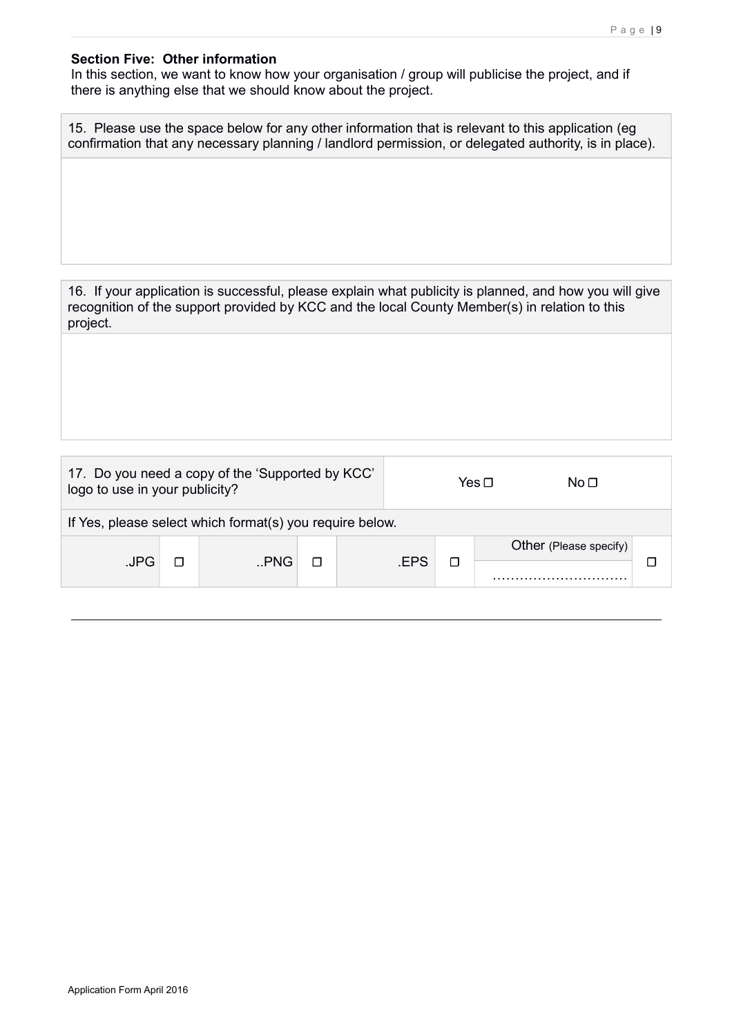**Section Five: Other information**

In this section, we want to know how your organisation / group will publicise the project, and if there is anything else that we should know about the project.

| 15. Please use the space below for any other information that is relevant to this application (eg confirmation that any necessary planning / landlord permission, or delegated authority, is in place). |
| --- |
| |

| 16. If your application is successful, please explain what publicity is planned, and how you will give recognition of the support provided by KCC and the local County Member(s) in relation to this project. |
| --- |
| |

| 17. Do you need a copy of the 'Supported by KCC' logo to use in your publicity? | | | | Yes ☐ | | No ☐ | |
| --- | --- | --- | --- | --- | --- | --- | --- |
| If Yes, please select which format(s) you require below. | | | | | | | |
| .JPG | ☐ | ..PNG | ☐ | .EPS | ☐ | Other (Please specify) ………………………… | ☐ |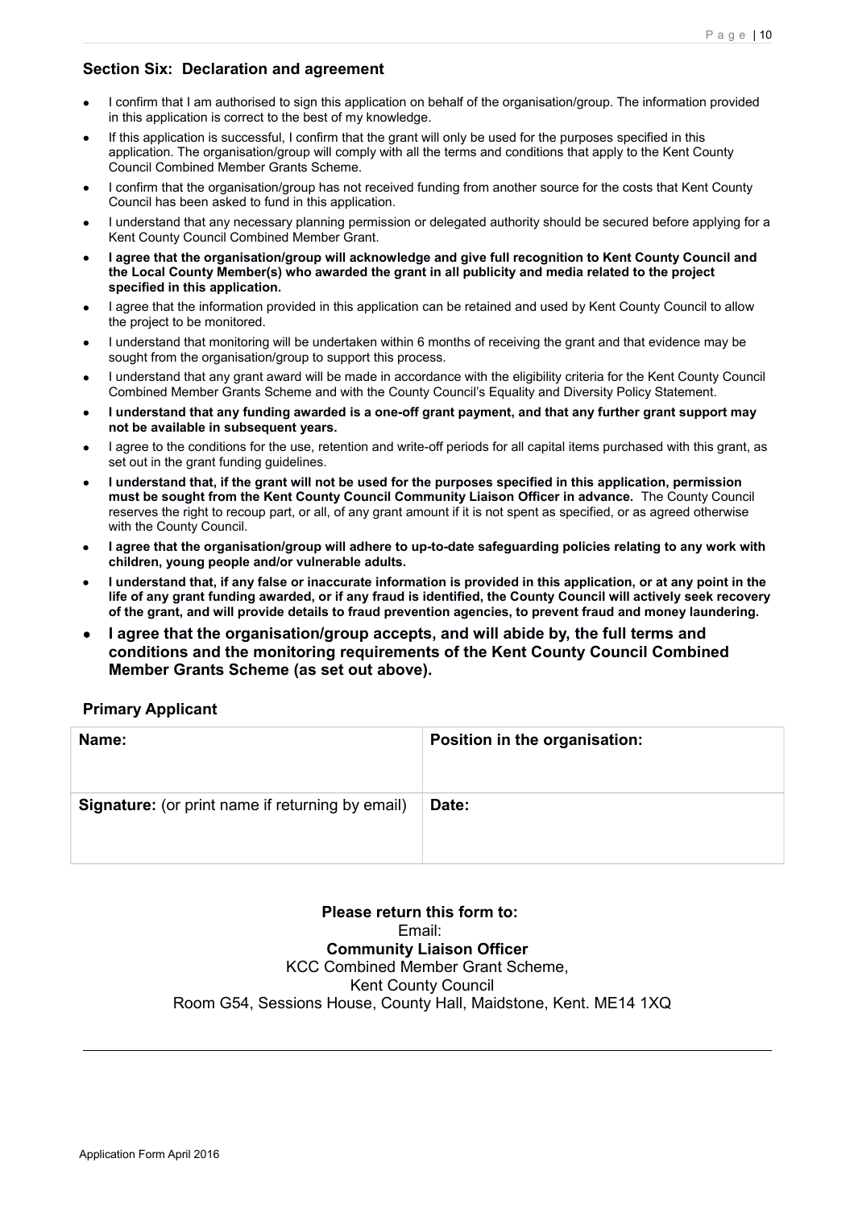## Section Six: Declaration and agreement

- I confirm that I am authorised to sign this application on behalf of the organisation/group. The information provided in this application is correct to the best of my knowledge.
- If this application is successful, I confirm that the grant will only be used for the purposes specified in this application. The organisation/group will comply with all the terms and conditions that apply to the Kent County Council Combined Member Grants Scheme.
- I confirm that the organisation/group has not received funding from another source for the costs that Kent County Council has been asked to fund in this application.
- I understand that any necessary planning permission or delegated authority should be secured before applying for a Kent County Council Combined Member Grant.
- **I agree that the organisation/group will acknowledge and give full recognition to Kent County Council and the Local County Member(s) who awarded the grant in all publicity and media related to the project specified in this application.**
- I agree that the information provided in this application can be retained and used by Kent County Council to allow the project to be monitored.
- I understand that monitoring will be undertaken within 6 months of receiving the grant and that evidence may be sought from the organisation/group to support this process.
- I understand that any grant award will be made in accordance with the eligibility criteria for the Kent County Council Combined Member Grants Scheme and with the County Council's Equality and Diversity Policy Statement.
- **I understand that any funding awarded is a one-off grant payment, and that any further grant support may not be available in subsequent years.**
- I agree to the conditions for the use, retention and write-off periods for all capital items purchased with this grant, as set out in the grant funding guidelines.
- **I understand that, if the grant will not be used for the purposes specified in this application, permission must be sought from the Kent County Council Community Liaison Officer in advance.** The County Council reserves the right to recoup part, or all, of any grant amount if it is not spent as specified, or as agreed otherwise with the County Council.
- **I agree that the organisation/group will adhere to up-to-date safeguarding policies relating to any work with children, young people and/or vulnerable adults.**
- **I understand that, if any false or inaccurate information is provided in this application, or at any point in the life of any grant funding awarded, or if any fraud is identified, the County Council will actively seek recovery of the grant, and will provide details to fraud prevention agencies, to prevent fraud and money laundering.**
- **I agree that the organisation/group accepts, and will abide by, the full terms and conditions and the monitoring requirements of the Kent County Council Combined Member Grants Scheme (as set out above).**

### Primary Applicant

| **Name:** | **Position in the organisation:** |
|---|---|
| **Signature:** (or print name if returning by email) | **Date:** |

**Please return this form to:**
Email:
**Community Liaison Officer**
KCC Combined Member Grant Scheme,
Kent County Council
Room G54, Sessions House, County Hall, Maidstone, Kent. ME14 1XQ

Application Form April 2016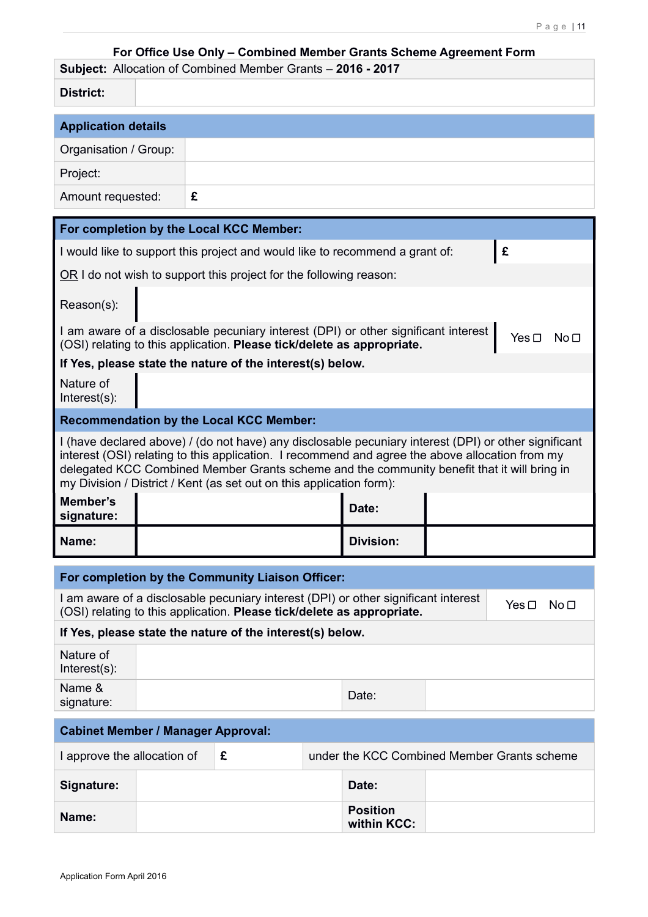**For Office Use Only – Combined Member Grants Scheme Agreement Form**

| | |
|---|---|
| **Subject:** Allocation of Combined Member Grants – **2016 - 2017** | |
| **District:** | |

| **Application details** | |
|---|---|
| Organisation / Group: | |
| Project: | |
| Amount requested: | **£** |

| **For completion by the Local KCC Member:** | | |
|---|---|---|
| I would like to support this project and would like to recommend a grant of: | **£** | |
| OR I do not wish to support this project for the following reason: | | |
| Reason(s): | | |
| I am aware of a disclosable pecuniary interest (DPI) or other significant interest (OSI) relating to this application. **Please tick/delete as appropriate.** | Yes ☐ No ☐ | |
| **If Yes, please state the nature of the interest(s) below.** | | |
| Nature of Interest(s): | | |

| **Recommendation by the Local KCC Member:** | | | |
|---|---|---|---|
| I (have declared above) / (do not have) any disclosable pecuniary interest (DPI) or other significant interest (OSI) relating to this application. I recommend and agree the above allocation from my delegated KCC Combined Member Grants scheme and the community benefit that it will bring in my Division / District / Kent (as set out on this application form): | | | |
| **Member's signature:** | | **Date:** | |
| **Name:** | | **Division:** | |

| **For completion by the Community Liaison Officer:** | | | |
|---|---|---|---|
| I am aware of a disclosable pecuniary interest (DPI) or other significant interest (OSI) relating to this application. **Please tick/delete as appropriate.** | Yes ☐ No ☐ | | |
| **If Yes, please state the nature of the interest(s) below.** | | | |
| Nature of Interest(s): | | | |
| Name & signature: | | Date: | |

| **Cabinet Member / Manager Approval:** | | | |
|---|---|---|---|
| I approve the allocation of | **£** | under the KCC Combined Member Grants scheme | |
| **Signature:** | | **Date:** | |
| **Name:** | | **Position within KCC:** | |

Application Form April 2016